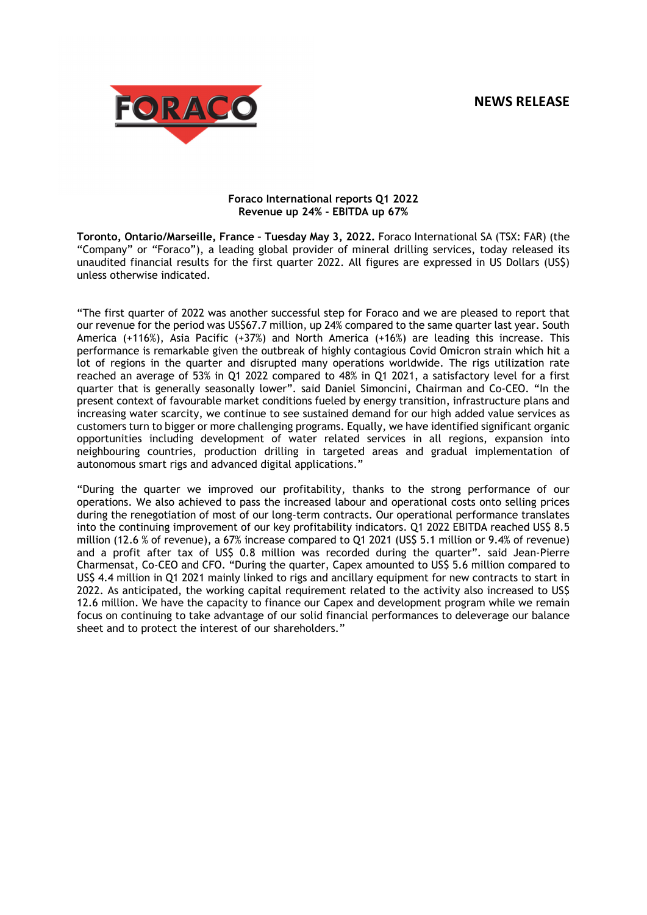**NEWS RELEASE**

**Foraco International reports Q1 2022**
**Revenue up 24% - EBITDA up 67%**

**Toronto, Ontario/Marseille, France – Tuesday May 3, 2022.** Foraco International SA (TSX: FAR) (the "Company" or "Foraco"), a leading global provider of mineral drilling services, today released its unaudited financial results for the first quarter 2022. All figures are expressed in US Dollars (US$) unless otherwise indicated.

"The first quarter of 2022 was another successful step for Foraco and we are pleased to report that our revenue for the period was US$67.7 million, up 24% compared to the same quarter last year. South America (+116%), Asia Pacific (+37%) and North America (+16%) are leading this increase. This performance is remarkable given the outbreak of highly contagious Covid Omicron strain which hit a lot of regions in the quarter and disrupted many operations worldwide. The rigs utilization rate reached an average of 53% in Q1 2022 compared to 48% in Q1 2021, a satisfactory level for a first quarter that is generally seasonally lower". said Daniel Simoncini, Chairman and Co-CEO. "In the present context of favourable market conditions fueled by energy transition, infrastructure plans and increasing water scarcity, we continue to see sustained demand for our high added value services as customers turn to bigger or more challenging programs. Equally, we have identified significant organic opportunities including development of water related services in all regions, expansion into neighbouring countries, production drilling in targeted areas and gradual implementation of autonomous smart rigs and advanced digital applications."

"During the quarter we improved our profitability, thanks to the strong performance of our operations. We also achieved to pass the increased labour and operational costs onto selling prices during the renegotiation of most of our long-term contracts. Our operational performance translates into the continuing improvement of our key profitability indicators. Q1 2022 EBITDA reached US$ 8.5 million (12.6 % of revenue), a 67% increase compared to Q1 2021 (US$ 5.1 million or 9.4% of revenue) and a profit after tax of US$ 0.8 million was recorded during the quarter". said Jean-Pierre Charmensat, Co-CEO and CFO. "During the quarter, Capex amounted to US$ 5.6 million compared to US$ 4.4 million in Q1 2021 mainly linked to rigs and ancillary equipment for new contracts to start in 2022. As anticipated, the working capital requirement related to the activity also increased to US$ 12.6 million. We have the capacity to finance our Capex and development program while we remain focus on continuing to take advantage of our solid financial performances to deleverage our balance sheet and to protect the interest of our shareholders."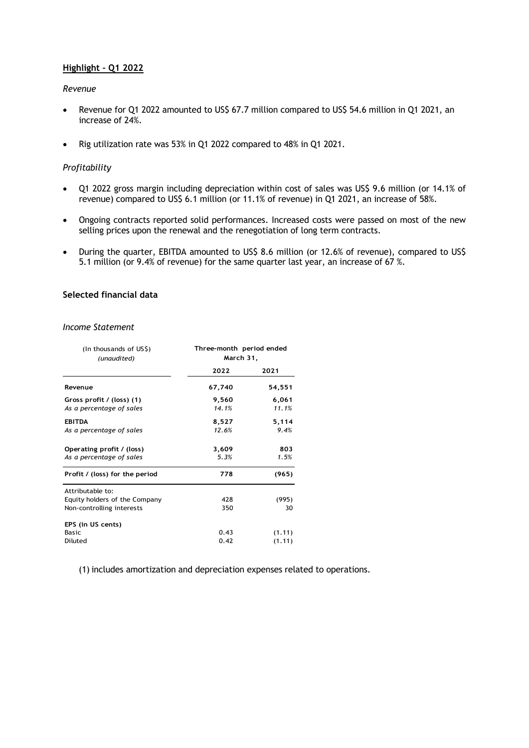## Highlight – Q1 2022

*Revenue*

- Revenue for Q1 2022 amounted to US$ 67.7 million compared to US$ 54.6 million in Q1 2021, an increase of 24%.
- Rig utilization rate was 53% in Q1 2022 compared to 48% in Q1 2021.

*Profitability*

- Q1 2022 gross margin including depreciation within cost of sales was US$ 9.6 million (or 14.1% of revenue) compared to US$ 6.1 million (or 11.1% of revenue) in Q1 2021, an increase of 58%.
- Ongoing contracts reported solid performances. Increased costs were passed on most of the new selling prices upon the renewal and the renegotiation of long term contracts.
- During the quarter, EBITDA amounted to US$ 8.6 million (or 12.6% of revenue), compared to US$ 5.1 million (or 9.4% of revenue) for the same quarter last year, an increase of 67 %.

### Selected financial data

*Income Statement*

| (In thousands of US$) *(unaudited)* | Three-month period ended March 31, | |
|---|---|---|
| | **2022** | **2021** |
| **Revenue** | **67,740** | **54,551** |
| **Gross profit / (loss) (1)** | **9,560** | **6,061** |
| *As a percentage of sales* | *14.1%* | *11.1%* |
| **EBITDA** | **8,527** | **5,114** |
| *As a percentage of sales* | *12.6%* | *9.4%* |
| **Operating profit / (loss)** | **3,609** | **803** |
| *As a percentage of sales* | *5.3%* | *1.5%* |
| **Profit / (loss) for the period** | **778** | **(965)** |
| Attributable to: | | |
| Equity holders of the Company | 428 | (995) |
| Non-controlling interests | 350 | 30 |
| **EPS (in US cents)** | | |
| Basic | 0.43 | (1.11) |
| Diluted | 0.42 | (1.11) |

(1) includes amortization and depreciation expenses related to operations.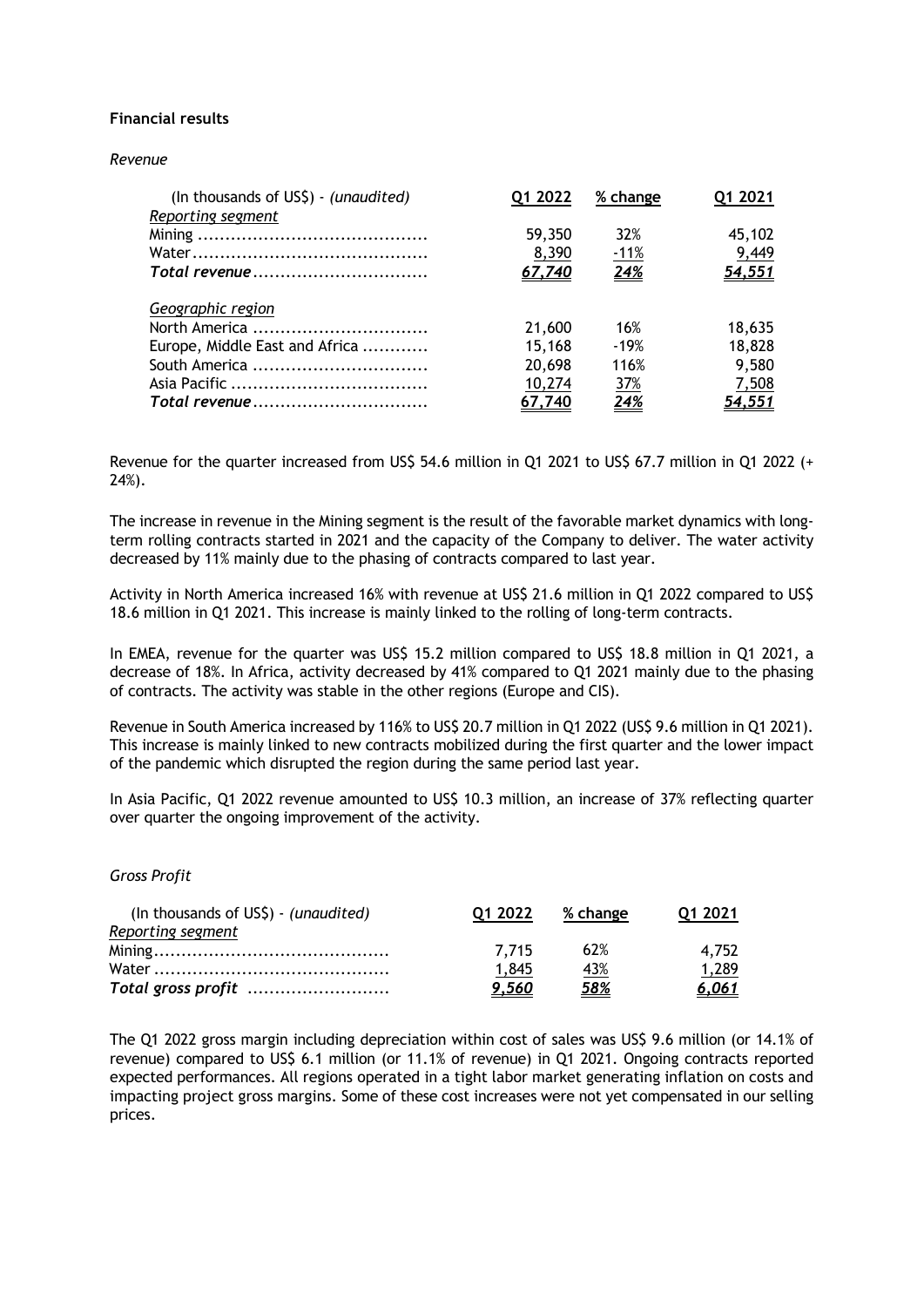**Financial results**

*Revenue*

| (In thousands of US$) - *(unaudited)* | Q1 2022 | % change | Q1 2021 |
|---|---|---|---|
| *Reporting segment* | | | |
| Mining | 59,350 | 32% | 45,102 |
| Water | 8,390 | -11% | 9,449 |
| ***Total revenue*** | ***67,740*** | ***24%*** | ***54,551*** |
| *Geographic region* | | | |
| North America | 21,600 | 16% | 18,635 |
| Europe, Middle East and Africa | 15,168 | -19% | 18,828 |
| South America | 20,698 | 116% | 9,580 |
| Asia Pacific | 10,274 | 37% | 7,508 |
| ***Total revenue*** | ***67,740*** | ***24%*** | ***54,551*** |

Revenue for the quarter increased from US$ 54.6 million in Q1 2021 to US$ 67.7 million in Q1 2022 (+ 24%).

The increase in revenue in the Mining segment is the result of the favorable market dynamics with long-term rolling contracts started in 2021 and the capacity of the Company to deliver. The water activity decreased by 11% mainly due to the phasing of contracts compared to last year.

Activity in North America increased 16% with revenue at US$ 21.6 million in Q1 2022 compared to US$ 18.6 million in Q1 2021. This increase is mainly linked to the rolling of long-term contracts.

In EMEA, revenue for the quarter was US$ 15.2 million compared to US$ 18.8 million in Q1 2021, a decrease of 18%. In Africa, activity decreased by 41% compared to Q1 2021 mainly due to the phasing of contracts. The activity was stable in the other regions (Europe and CIS).

Revenue in South America increased by 116% to US$ 20.7 million in Q1 2022 (US$ 9.6 million in Q1 2021). This increase is mainly linked to new contracts mobilized during the first quarter and the lower impact of the pandemic which disrupted the region during the same period last year.

In Asia Pacific, Q1 2022 revenue amounted to US$ 10.3 million, an increase of 37% reflecting quarter over quarter the ongoing improvement of the activity.

*Gross Profit*

| (In thousands of US$) - *(unaudited)* | Q1 2022 | % change | Q1 2021 |
|---|---|---|---|
| *Reporting segment* | | | |
| Mining | 7,715 | 62% | 4,752 |
| Water | 1,845 | 43% | 1,289 |
| ***Total gross profit*** | ***9,560*** | ***58%*** | ***6,061*** |

The Q1 2022 gross margin including depreciation within cost of sales was US$ 9.6 million (or 14.1% of revenue) compared to US$ 6.1 million (or 11.1% of revenue) in Q1 2021. Ongoing contracts reported expected performances. All regions operated in a tight labor market generating inflation on costs and impacting project gross margins. Some of these cost increases were not yet compensated in our selling prices.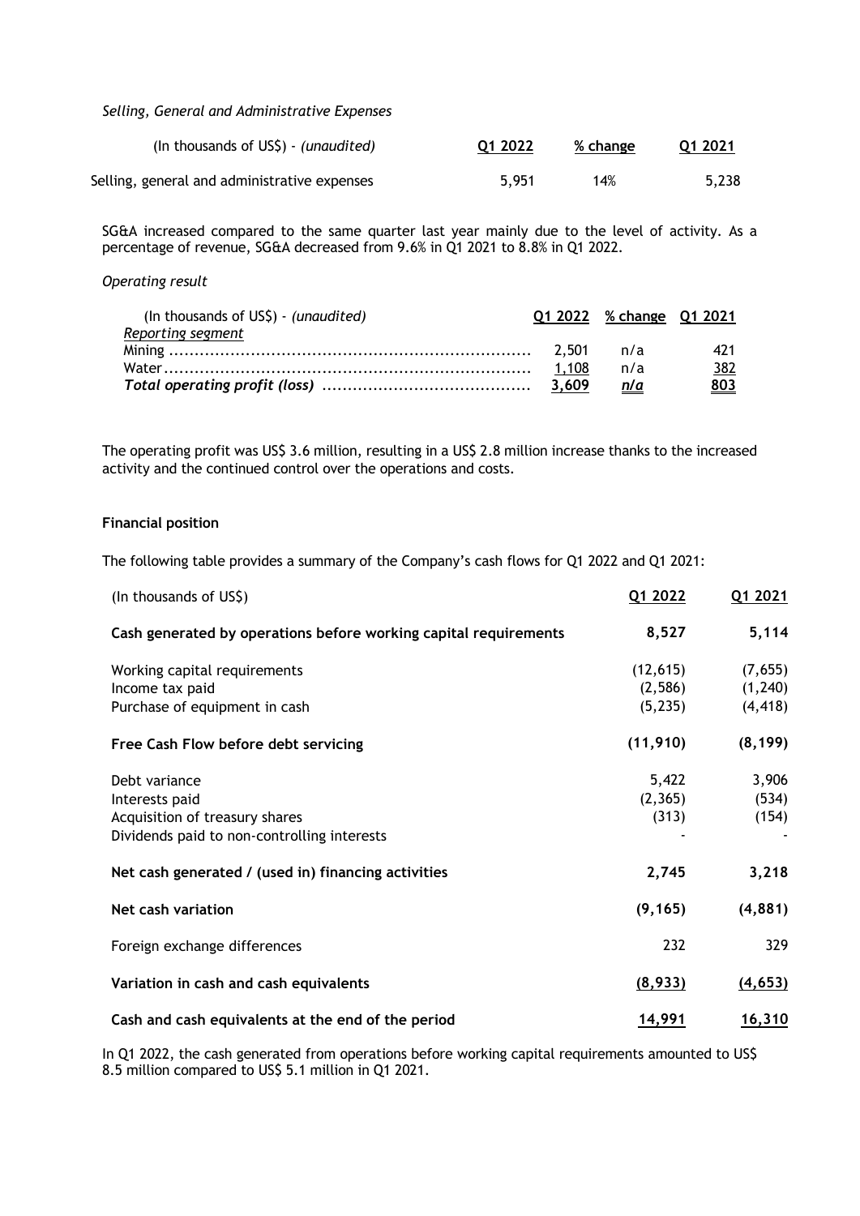*Selling, General and Administrative Expenses*

| (In thousands of US$) - *(unaudited)* | Q1 2022 | % change | Q1 2021 |
| --- | --- | --- | --- |
| Selling, general and administrative expenses | 5,951 | 14% | 5,238 |

SG&A increased compared to the same quarter last year mainly due to the level of activity. As a percentage of revenue, SG&A decreased from 9.6% in Q1 2021 to 8.8% in Q1 2022.

*Operating result*

| (In thousands of US$) - *(unaudited)* | Q1 2022 | % change | Q1 2021 |
| --- | --- | --- | --- |
| *Reporting segment* | | | |
| Mining | 2,501 | n/a | 421 |
| Water | 1,108 | n/a | 382 |
| ***Total operating profit (loss)*** | **3,609** | ***n/a*** | **803** |

The operating profit was US$ 3.6 million, resulting in a US$ 2.8 million increase thanks to the increased activity and the continued control over the operations and costs.

**Financial position**

The following table provides a summary of the Company's cash flows for Q1 2022 and Q1 2021:

| (In thousands of US$) | Q1 2022 | Q1 2021 |
| --- | --- | --- |
| **Cash generated by operations before working capital requirements** | **8,527** | **5,114** |
| Working capital requirements | (12,615) | (7,655) |
| Income tax paid | (2,586) | (1,240) |
| Purchase of equipment in cash | (5,235) | (4,418) |
| **Free Cash Flow before debt servicing** | **(11,910)** | **(8,199)** |
| Debt variance | 5,422 | 3,906 |
| Interests paid | (2,365) | (534) |
| Acquisition of treasury shares | (313) | (154) |
| Dividends paid to non-controlling interests | - | - |
| **Net cash generated / (used in) financing activities** | **2,745** | **3,218** |
| **Net cash variation** | **(9,165)** | **(4,881)** |
| Foreign exchange differences | 232 | 329 |
| **Variation in cash and cash equivalents** | **(8,933)** | **(4,653)** |
| **Cash and cash equivalents at the end of the period** | **14,991** | **16,310** |

In Q1 2022, the cash generated from operations before working capital requirements amounted to US$ 8.5 million compared to US$ 5.1 million in Q1 2021.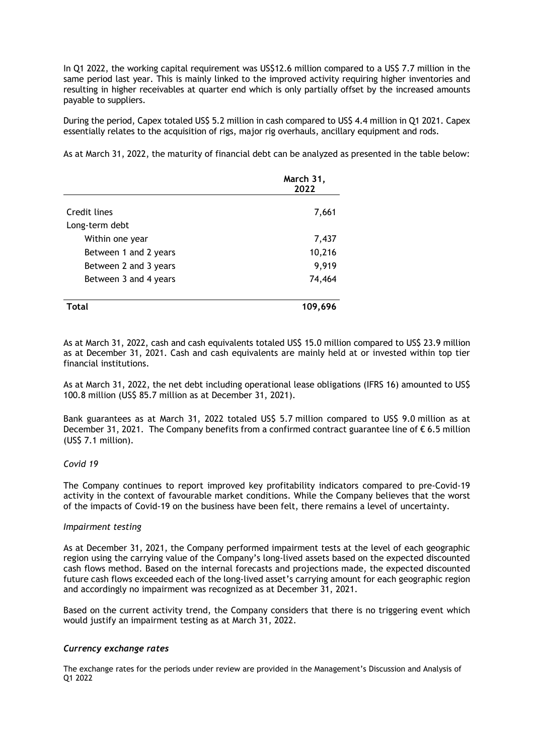In Q1 2022, the working capital requirement was US$12.6 million compared to a US$ 7.7 million in the same period last year. This is mainly linked to the improved activity requiring higher inventories and resulting in higher receivables at quarter end which is only partially offset by the increased amounts payable to suppliers.

During the period, Capex totaled US$ 5.2 million in cash compared to US$ 4.4 million in Q1 2021. Capex essentially relates to the acquisition of rigs, major rig overhauls, ancillary equipment and rods.

As at March 31, 2022, the maturity of financial debt can be analyzed as presented in the table below:

| | March 31, 2022 |
|---|---|
| Credit lines | 7,661 |
| Long-term debt | |
| Within one year | 7,437 |
| Between 1 and 2 years | 10,216 |
| Between 2 and 3 years | 9,919 |
| Between 3 and 4 years | 74,464 |
| **Total** | **109,696** |

As at March 31, 2022, cash and cash equivalents totaled US$ 15.0 million compared to US$ 23.9 million as at December 31, 2021. Cash and cash equivalents are mainly held at or invested within top tier financial institutions.

As at March 31, 2022, the net debt including operational lease obligations (IFRS 16) amounted to US$ 100.8 million (US$ 85.7 million as at December 31, 2021).

Bank guarantees as at March 31, 2022 totaled US$ 5.7 million compared to US$ 9.0 million as at December 31, 2021. The Company benefits from a confirmed contract guarantee line of € 6.5 million (US$ 7.1 million).

*Covid 19*

The Company continues to report improved key profitability indicators compared to pre-Covid-19 activity in the context of favourable market conditions. While the Company believes that the worst of the impacts of Covid-19 on the business have been felt, there remains a level of uncertainty.

*Impairment testing*

As at December 31, 2021, the Company performed impairment tests at the level of each geographic region using the carrying value of the Company's long-lived assets based on the expected discounted cash flows method. Based on the internal forecasts and projections made, the expected discounted future cash flows exceeded each of the long-lived asset's carrying amount for each geographic region and accordingly no impairment was recognized as at December 31, 2021.

Based on the current activity trend, the Company considers that there is no triggering event which would justify an impairment testing as at March 31, 2022.

***Currency exchange rates***

The exchange rates for the periods under review are provided in the Management's Discussion and Analysis of Q1 2022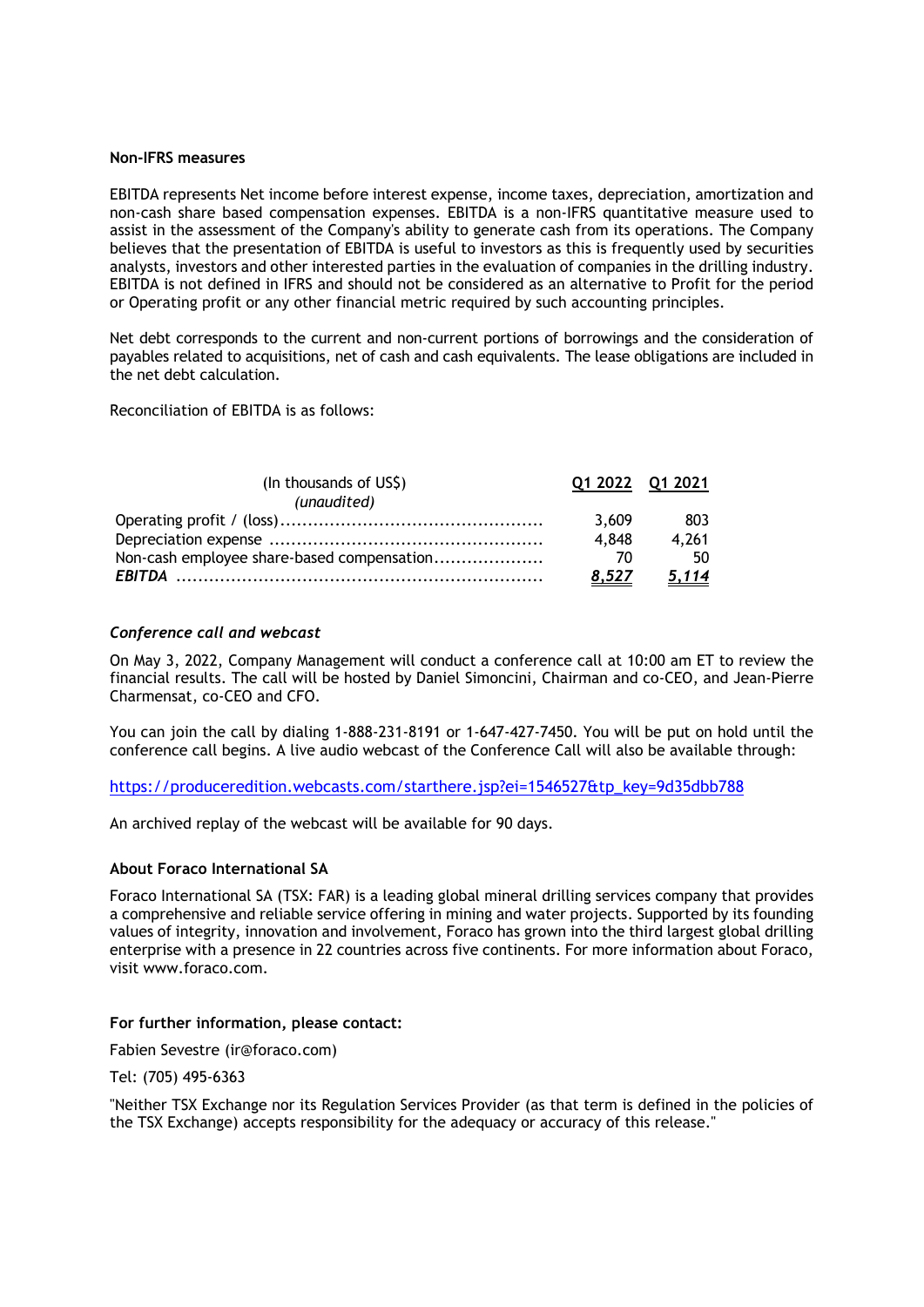**Non-IFRS measures**

EBITDA represents Net income before interest expense, income taxes, depreciation, amortization and non-cash share based compensation expenses. EBITDA is a non-IFRS quantitative measure used to assist in the assessment of the Company's ability to generate cash from its operations. The Company believes that the presentation of EBITDA is useful to investors as this is frequently used by securities analysts, investors and other interested parties in the evaluation of companies in the drilling industry. EBITDA is not defined in IFRS and should not be considered as an alternative to Profit for the period or Operating profit or any other financial metric required by such accounting principles.

Net debt corresponds to the current and non-current portions of borrowings and the consideration of payables related to acquisitions, net of cash and cash equivalents. The lease obligations are included in the net debt calculation.

Reconciliation of EBITDA is as follows:

| (In thousands of US$) *(unaudited)* | Q1 2022 | Q1 2021 |
|---|---|---|
| Operating profit / (loss) | 3,609 | 803 |
| Depreciation expense | 4,848 | 4,261 |
| Non-cash employee share-based compensation | 70 | 50 |
| ***EBITDA*** | ***8,527*** | ***5,114*** |

***Conference call and webcast***

On May 3, 2022, Company Management will conduct a conference call at 10:00 am ET to review the financial results. The call will be hosted by Daniel Simoncini, Chairman and co-CEO, and Jean-Pierre Charmensat, co-CEO and CFO.

You can join the call by dialing 1-888-231-8191 or 1-647-427-7450. You will be put on hold until the conference call begins. A live audio webcast of the Conference Call will also be available through:

https://produceredition.webcasts.com/starthere.jsp?ei=1546527&tp_key=9d35dbb788

An archived replay of the webcast will be available for 90 days.

**About Foraco International SA**

Foraco International SA (TSX: FAR) is a leading global mineral drilling services company that provides a comprehensive and reliable service offering in mining and water projects. Supported by its founding values of integrity, innovation and involvement, Foraco has grown into the third largest global drilling enterprise with a presence in 22 countries across five continents. For more information about Foraco, visit www.foraco.com.

**For further information, please contact:**

Fabien Sevestre (ir@foraco.com)

Tel: (705) 495-6363

"Neither TSX Exchange nor its Regulation Services Provider (as that term is defined in the policies of the TSX Exchange) accepts responsibility for the adequacy or accuracy of this release."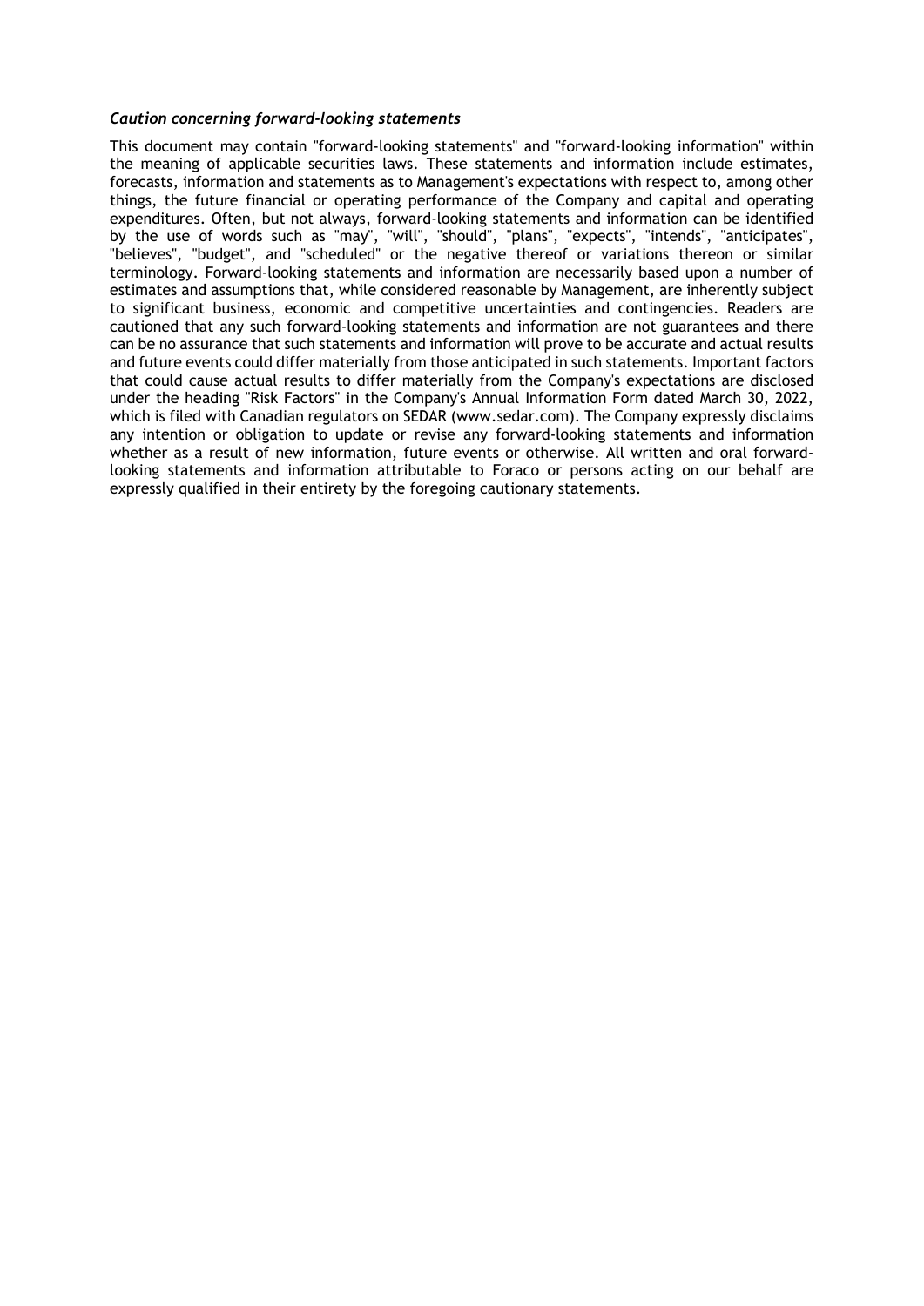***Caution concerning forward-looking statements***

This document may contain "forward-looking statements" and "forward-looking information" within the meaning of applicable securities laws. These statements and information include estimates, forecasts, information and statements as to Management's expectations with respect to, among other things, the future financial or operating performance of the Company and capital and operating expenditures. Often, but not always, forward-looking statements and information can be identified by the use of words such as "may", "will", "should", "plans", "expects", "intends", "anticipates", "believes", "budget", and "scheduled" or the negative thereof or variations thereon or similar terminology. Forward-looking statements and information are necessarily based upon a number of estimates and assumptions that, while considered reasonable by Management, are inherently subject to significant business, economic and competitive uncertainties and contingencies. Readers are cautioned that any such forward-looking statements and information are not guarantees and there can be no assurance that such statements and information will prove to be accurate and actual results and future events could differ materially from those anticipated in such statements. Important factors that could cause actual results to differ materially from the Company's expectations are disclosed under the heading "Risk Factors" in the Company's Annual Information Form dated March 30, 2022, which is filed with Canadian regulators on SEDAR (www.sedar.com). The Company expressly disclaims any intention or obligation to update or revise any forward-looking statements and information whether as a result of new information, future events or otherwise. All written and oral forward-looking statements and information attributable to Foraco or persons acting on our behalf are expressly qualified in their entirety by the foregoing cautionary statements.